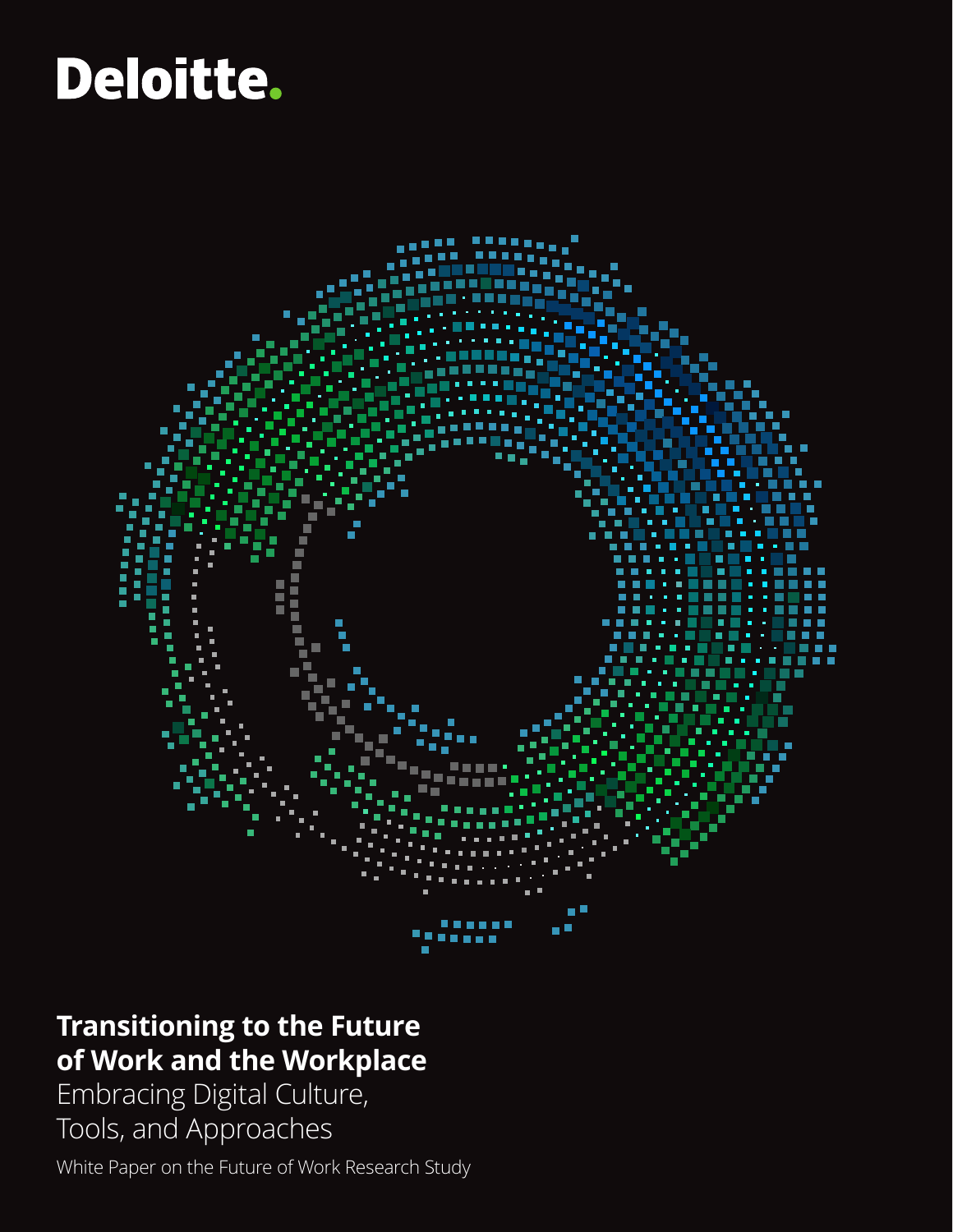Deloitte.

# Transitioning to the Future of Work and the Workplace

## Embracing Digital Culture, Tools, and Approaches

White Paper on the Future of Work Research Study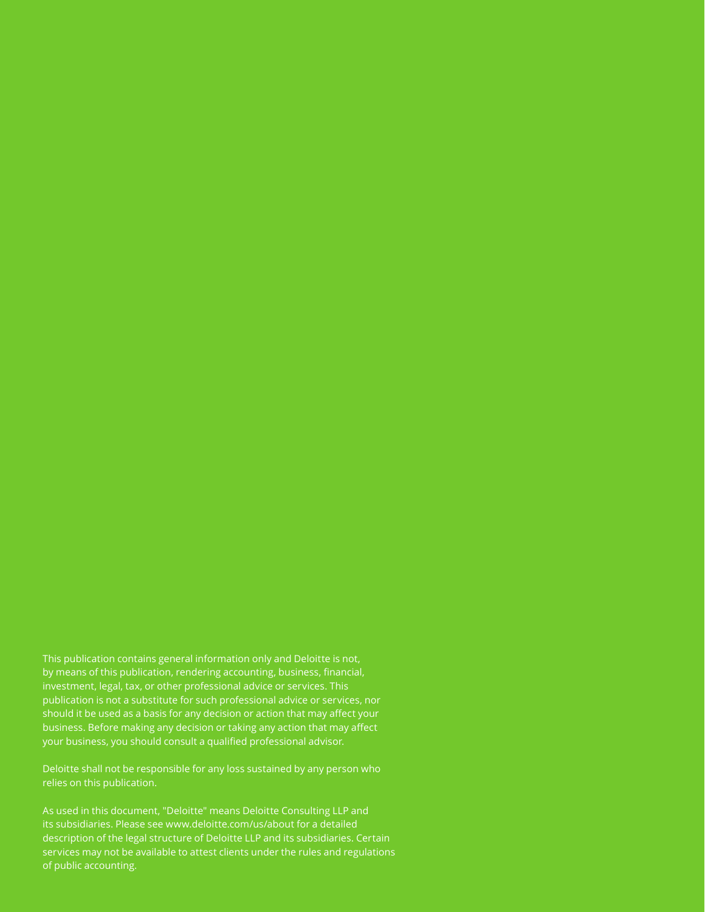This publication contains general information only and Deloitte is not, by means of this publication, rendering accounting, business, financial, investment, legal, tax, or other professional advice or services. This publication is not a substitute for such professional advice or services, nor should it be used as a basis for any decision or action that may affect your business. Before making any decision or taking any action that may affect your business, you should consult a qualified professional advisor.

Deloitte shall not be responsible for any loss sustained by any person who relies on this publication.

As used in this document, "Deloitte" means Deloitte Consulting LLP and its subsidiaries. Please see www.deloitte.com/us/about for a detailed description of the legal structure of Deloitte LLP and its subsidiaries. Certain services may not be available to attest clients under the rules and regulations of public accounting.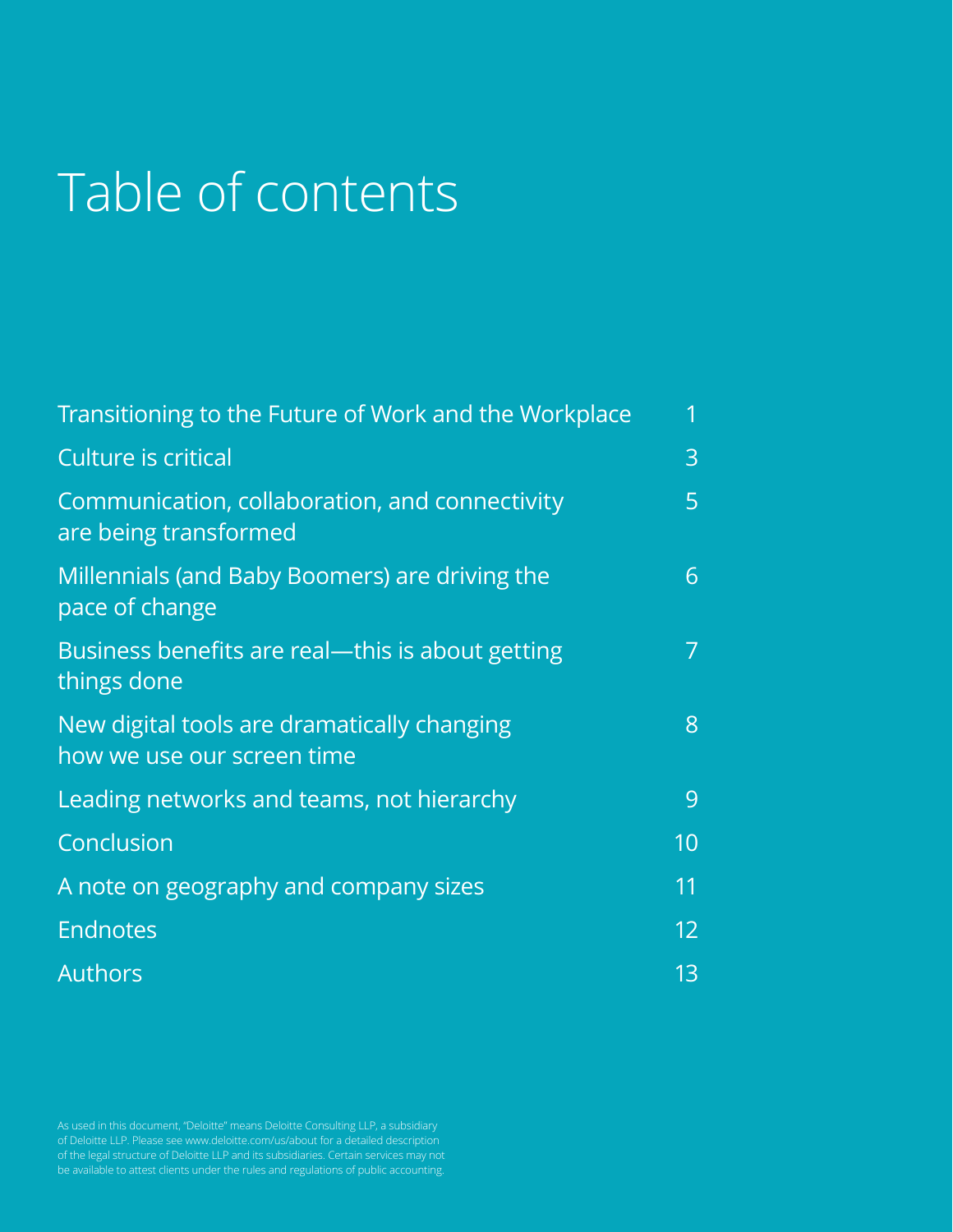# Table of contents

| | |
|---|---|
| Transitioning to the Future of Work and the Workplace | 1 |
| Culture is critical | 3 |
| Communication, collaboration, and connectivity are being transformed | 5 |
| Millennials (and Baby Boomers) are driving the pace of change | 6 |
| Business benefits are real—this is about getting things done | 7 |
| New digital tools are dramatically changing how we use our screen time | 8 |
| Leading networks and teams, not hierarchy | 9 |
| Conclusion | 10 |
| A note on geography and company sizes | 11 |
| Endnotes | 12 |
| Authors | 13 |

As used in this document, "Deloitte" means Deloitte Consulting LLP, a subsidiary of Deloitte LLP. Please see www.deloitte.com/us/about for a detailed description of the legal structure of Deloitte LLP and its subsidiaries. Certain services may not be available to attest clients under the rules and regulations of public accounting.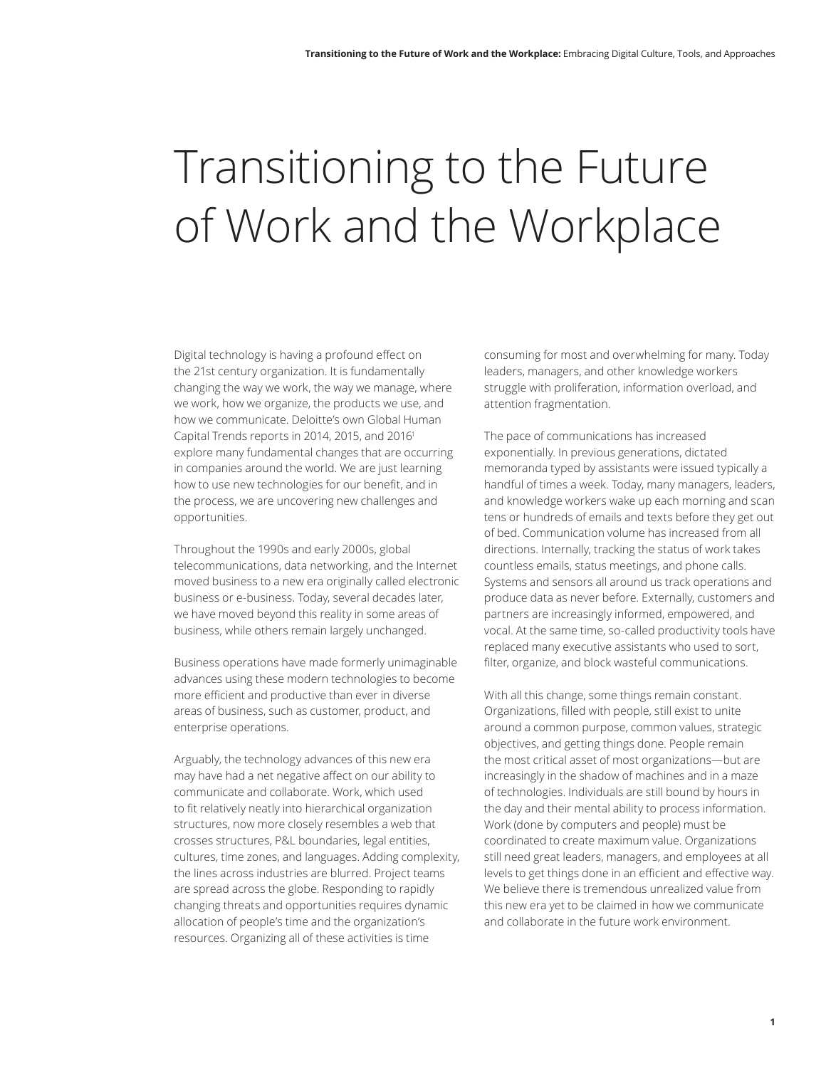# Transitioning to the Future of Work and the Workplace

Digital technology is having a profound effect on the 21st century organization. It is fundamentally changing the way we work, the way we manage, where we work, how we organize, the products we use, and how we communicate. Deloitte's own Global Human Capital Trends reports in 2014, 2015, and 2016[1] explore many fundamental changes that are occurring in companies around the world. We are just learning how to use new technologies for our benefit, and in the process, we are uncovering new challenges and opportunities.

Throughout the 1990s and early 2000s, global telecommunications, data networking, and the Internet moved business to a new era originally called electronic business or e-business. Today, several decades later, we have moved beyond this reality in some areas of business, while others remain largely unchanged.

Business operations have made formerly unimaginable advances using these modern technologies to become more efficient and productive than ever in diverse areas of business, such as customer, product, and enterprise operations.

Arguably, the technology advances of this new era may have had a net negative affect on our ability to communicate and collaborate. Work, which used to fit relatively neatly into hierarchical organization structures, now more closely resembles a web that crosses structures, P&L boundaries, legal entities, cultures, time zones, and languages. Adding complexity, the lines across industries are blurred. Project teams are spread across the globe. Responding to rapidly changing threats and opportunities requires dynamic allocation of people's time and the organization's resources. Organizing all of these activities is time consuming for most and overwhelming for many. Today leaders, managers, and other knowledge workers struggle with proliferation, information overload, and attention fragmentation.

The pace of communications has increased exponentially. In previous generations, dictated memoranda typed by assistants were issued typically a handful of times a week. Today, many managers, leaders, and knowledge workers wake up each morning and scan tens or hundreds of emails and texts before they get out of bed. Communication volume has increased from all directions. Internally, tracking the status of work takes countless emails, status meetings, and phone calls. Systems and sensors all around us track operations and produce data as never before. Externally, customers and partners are increasingly informed, empowered, and vocal. At the same time, so-called productivity tools have replaced many executive assistants who used to sort, filter, organize, and block wasteful communications.

With all this change, some things remain constant. Organizations, filled with people, still exist to unite around a common purpose, common values, strategic objectives, and getting things done. People remain the most critical asset of most organizations—but are increasingly in the shadow of machines and in a maze of technologies. Individuals are still bound by hours in the day and their mental ability to process information. Work (done by computers and people) must be coordinated to create maximum value. Organizations still need great leaders, managers, and employees at all levels to get things done in an efficient and effective way. We believe there is tremendous unrealized value from this new era yet to be claimed in how we communicate and collaborate in the future work environment.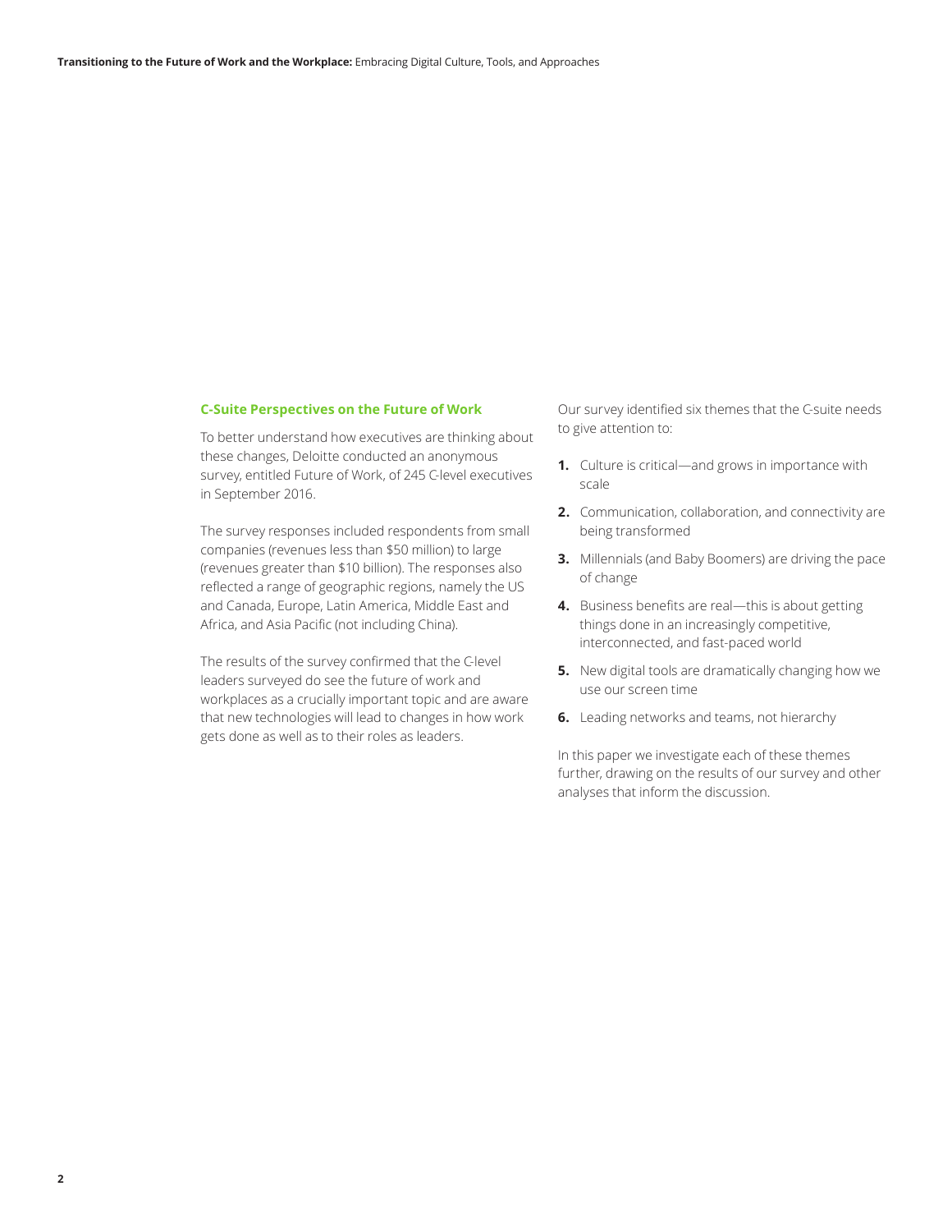## C-Suite Perspectives on the Future of Work

To better understand how executives are thinking about these changes, Deloitte conducted an anonymous survey, entitled Future of Work, of 245 C-level executives in September 2016.

The survey responses included respondents from small companies (revenues less than $50 million) to large (revenues greater than $10 billion). The responses also reflected a range of geographic regions, namely the US and Canada, Europe, Latin America, Middle East and Africa, and Asia Pacific (not including China).

The results of the survey confirmed that the C-level leaders surveyed do see the future of work and workplaces as a crucially important topic and are aware that new technologies will lead to changes in how work gets done as well as to their roles as leaders.

Our survey identified six themes that the C-suite needs to give attention to:

1. Culture is critical—and grows in importance with scale
2. Communication, collaboration, and connectivity are being transformed
3. Millennials (and Baby Boomers) are driving the pace of change
4. Business benefits are real—this is about getting things done in an increasingly competitive, interconnected, and fast-paced world
5. New digital tools are dramatically changing how we use our screen time
6. Leading networks and teams, not hierarchy

In this paper we investigate each of these themes further, drawing on the results of our survey and other analyses that inform the discussion.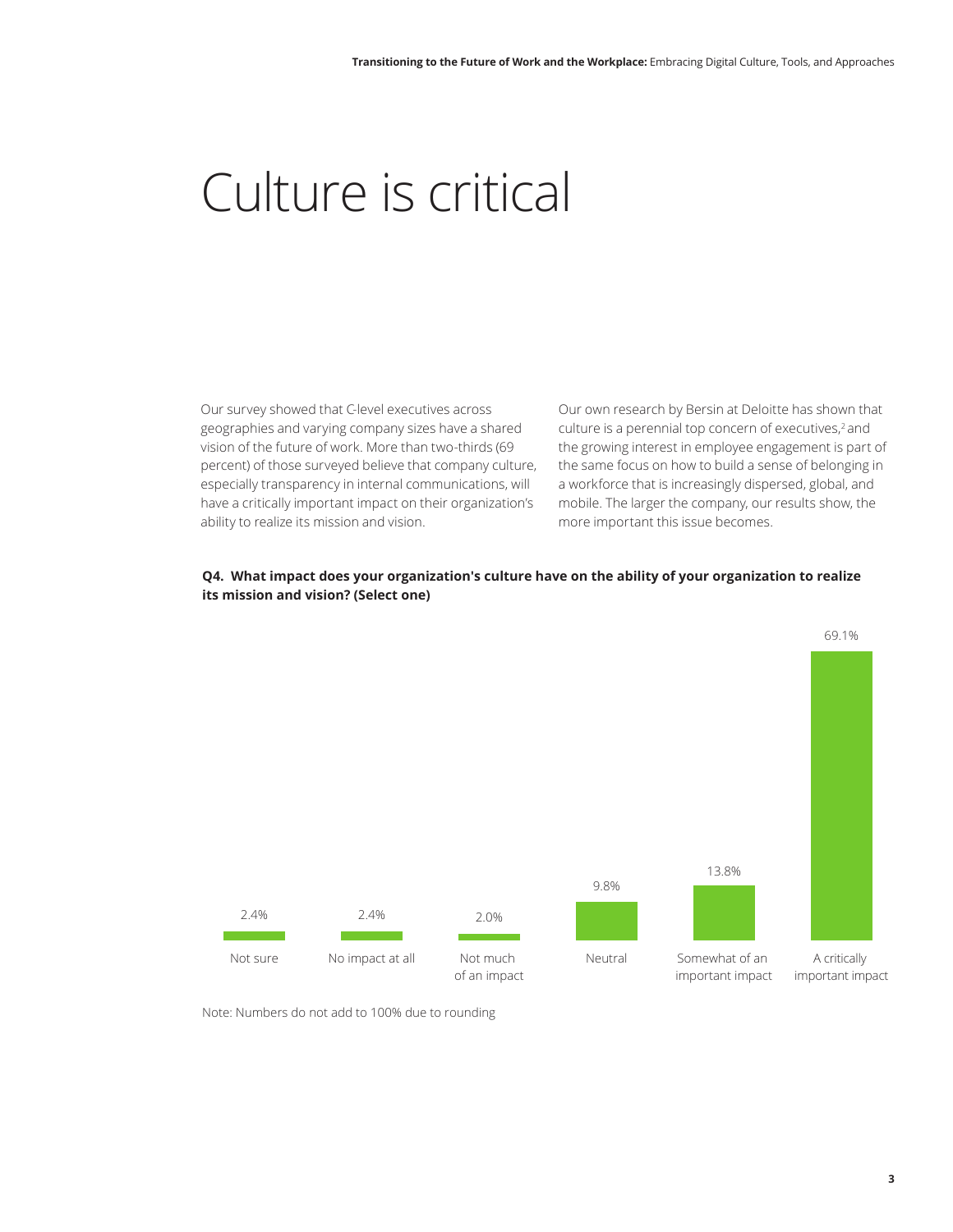# Culture is critical

Our survey showed that C-level executives across geographies and varying company sizes have a shared vision of the future of work. More than two-thirds (69 percent) of those surveyed believe that company culture, especially transparency in internal communications, will have a critically important impact on their organization's ability to realize its mission and vision.

Our own research by Bersin at Deloitte has shown that culture is a perennial top concern of executives,[2] and the growing interest in employee engagement is part of the same focus on how to build a sense of belonging in a workforce that is increasingly dispersed, global, and mobile. The larger the company, our results show, the more important this issue becomes.

**Q4. What impact does your organization's culture have on the ability of your organization to realize its mission and vision? (Select one)**

| Response | Percentage |
| --- | --- |
| Not sure | 2.4% |
| No impact at all | 2.4% |
| Not much of an impact | 2.0% |
| Neutral | 9.8% |
| Somewhat of an important impact | 13.8% |
| A critically important impact | 69.1% |

Note: Numbers do not add to 100% due to rounding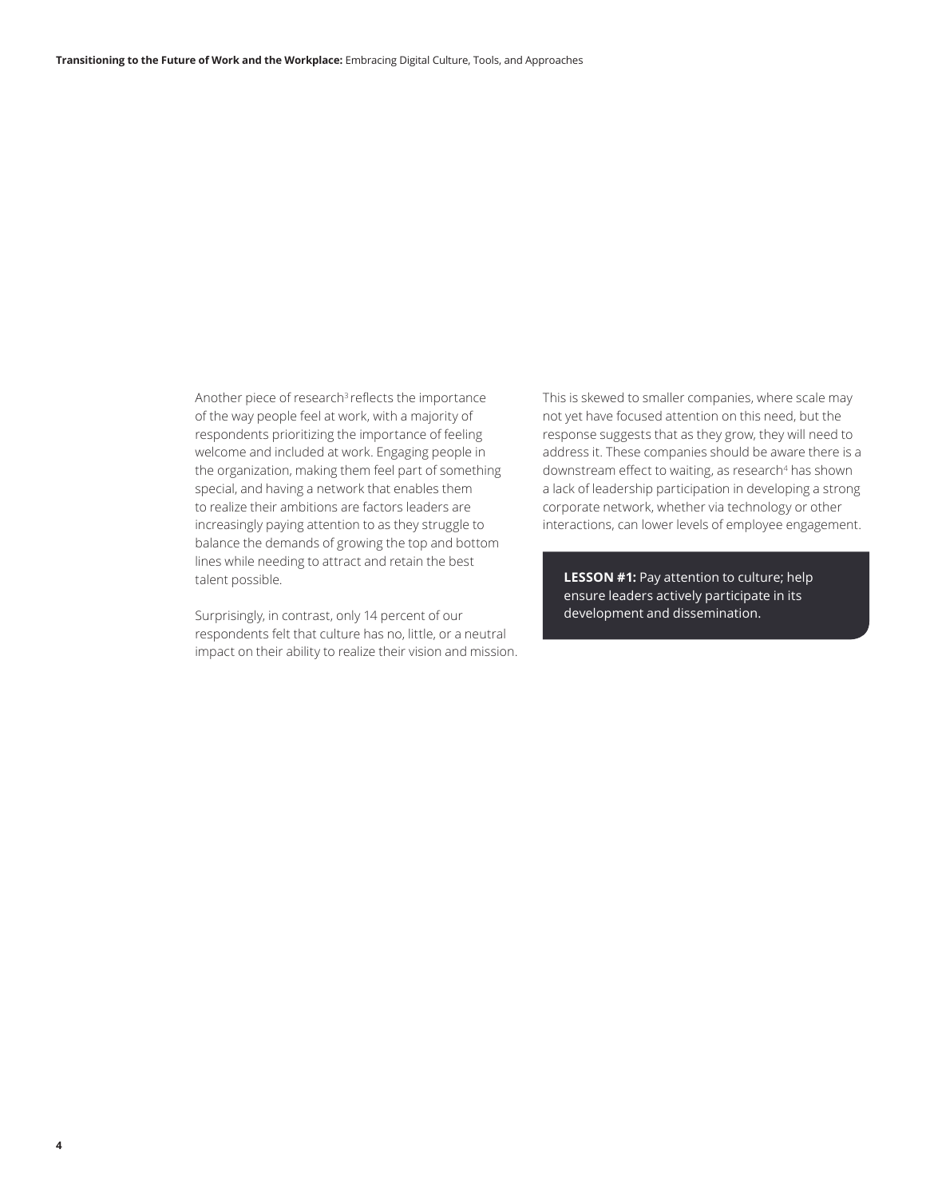Another piece of research[3] reflects the importance of the way people feel at work, with a majority of respondents prioritizing the importance of feeling welcome and included at work. Engaging people in the organization, making them feel part of something special, and having a network that enables them to realize their ambitions are factors leaders are increasingly paying attention to as they struggle to balance the demands of growing the top and bottom lines while needing to attract and retain the best talent possible.

Surprisingly, in contrast, only 14 percent of our respondents felt that culture has no, little, or a neutral impact on their ability to realize their vision and mission. This is skewed to smaller companies, where scale may not yet have focused attention on this need, but the response suggests that as they grow, they will need to address it. These companies should be aware there is a downstream effect to waiting, as research[4] has shown a lack of leadership participation in developing a strong corporate network, whether via technology or other interactions, can lower levels of employee engagement.

**LESSON #1:** Pay attention to culture; help ensure leaders actively participate in its development and dissemination.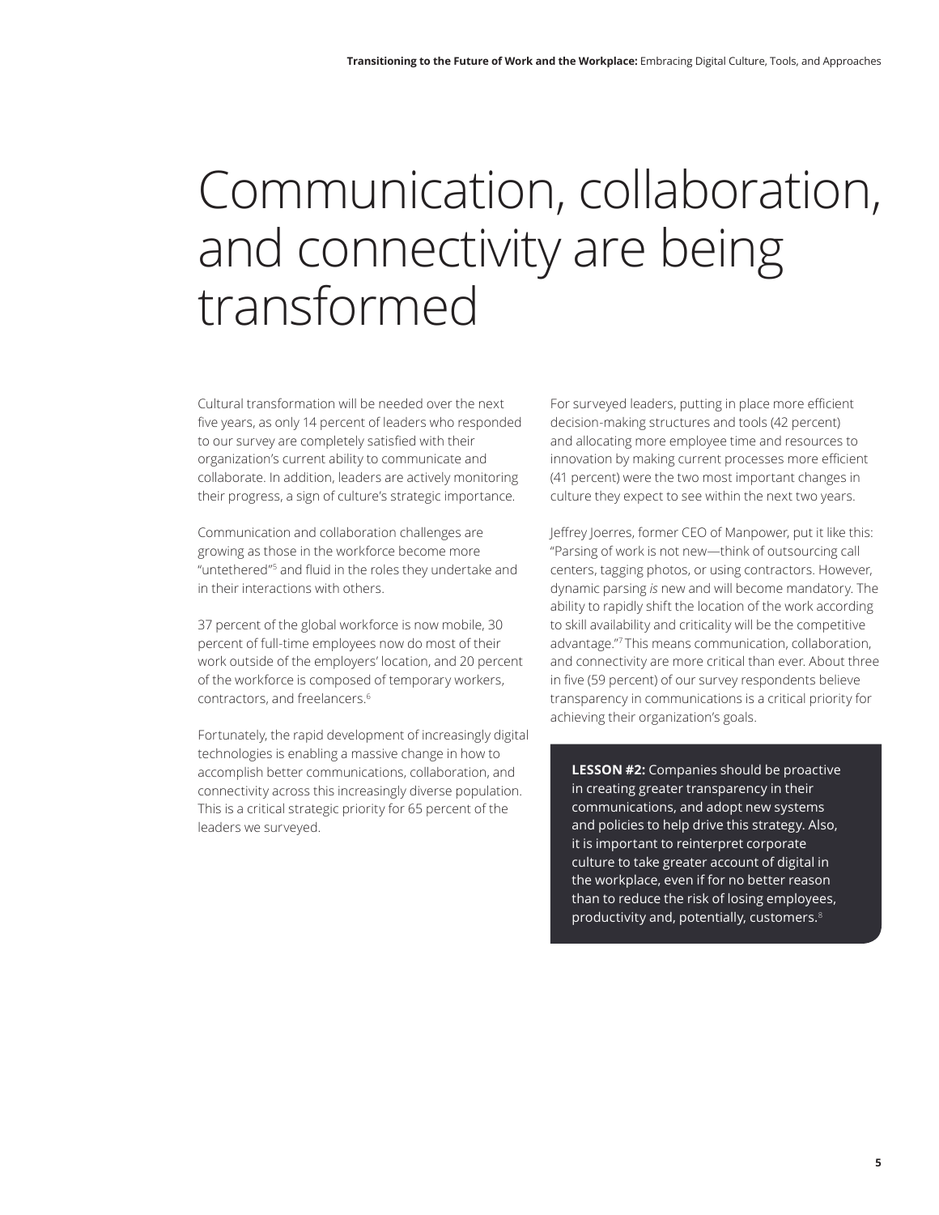# Communication, collaboration, and connectivity are being transformed

Cultural transformation will be needed over the next five years, as only 14 percent of leaders who responded to our survey are completely satisfied with their organization's current ability to communicate and collaborate. In addition, leaders are actively monitoring their progress, a sign of culture's strategic importance.

Communication and collaboration challenges are growing as those in the workforce become more "untethered"[5] and fluid in the roles they undertake and in their interactions with others.

37 percent of the global workforce is now mobile, 30 percent of full-time employees now do most of their work outside of the employers' location, and 20 percent of the workforce is composed of temporary workers, contractors, and freelancers.[6]

Fortunately, the rapid development of increasingly digital technologies is enabling a massive change in how to accomplish better communications, collaboration, and connectivity across this increasingly diverse population. This is a critical strategic priority for 65 percent of the leaders we surveyed.

For surveyed leaders, putting in place more efficient decision-making structures and tools (42 percent) and allocating more employee time and resources to innovation by making current processes more efficient (41 percent) were the two most important changes in culture they expect to see within the next two years.

Jeffrey Joerres, former CEO of Manpower, put it like this: "Parsing of work is not new—think of outsourcing call centers, tagging photos, or using contractors. However, dynamic parsing *is* new and will become mandatory. The ability to rapidly shift the location of the work according to skill availability and criticality will be the competitive advantage."[7] This means communication, collaboration, and connectivity are more critical than ever. About three in five (59 percent) of our survey respondents believe transparency in communications is a critical priority for achieving their organization's goals.

> **LESSON #2:** Companies should be proactive in creating greater transparency in their communications, and adopt new systems and policies to help drive this strategy. Also, it is important to reinterpret corporate culture to take greater account of digital in the workplace, even if for no better reason than to reduce the risk of losing employees, productivity and, potentially, customers.[8]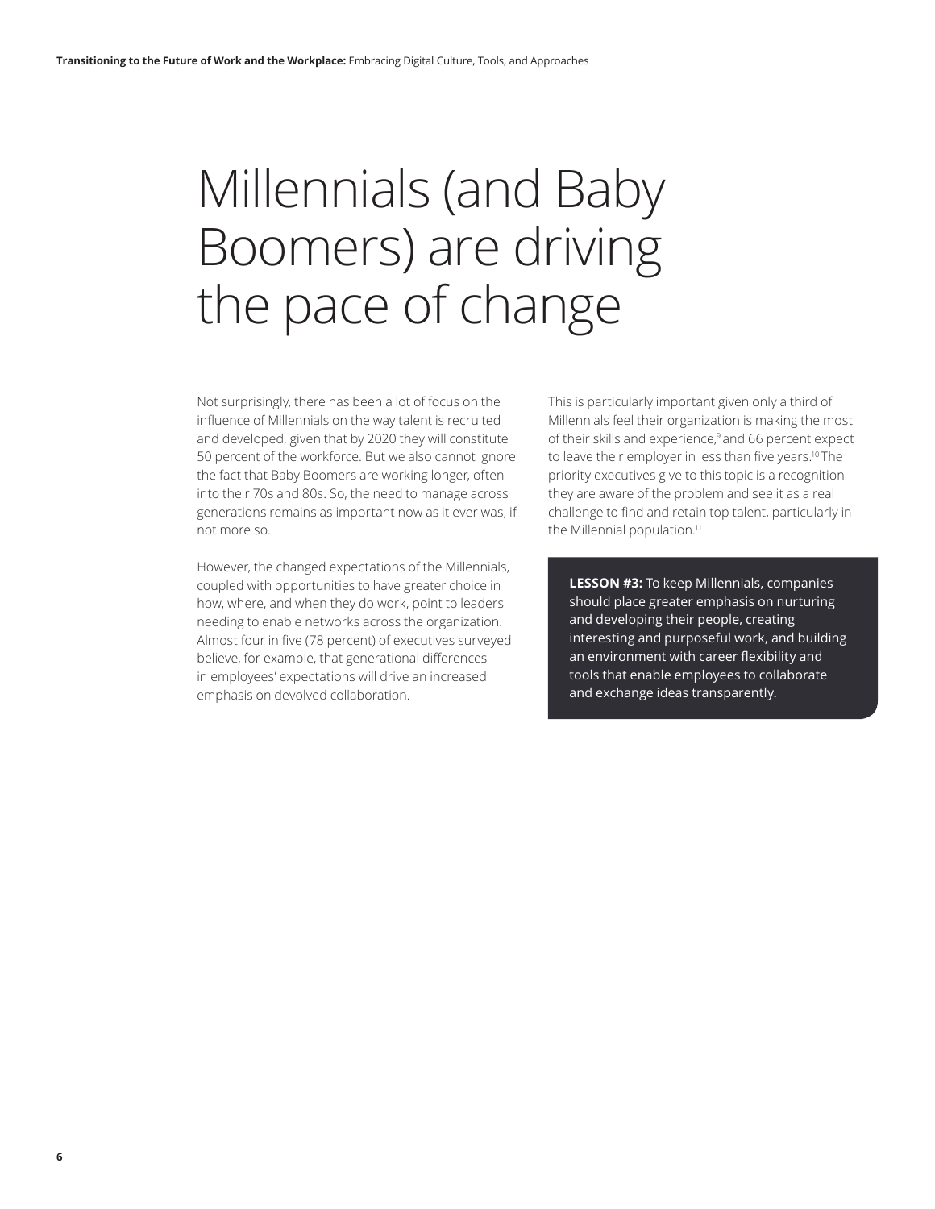# Millennials (and Baby Boomers) are driving the pace of change

Not surprisingly, there has been a lot of focus on the influence of Millennials on the way talent is recruited and developed, given that by 2020 they will constitute 50 percent of the workforce. But we also cannot ignore the fact that Baby Boomers are working longer, often into their 70s and 80s. So, the need to manage across generations remains as important now as it ever was, if not more so.

However, the changed expectations of the Millennials, coupled with opportunities to have greater choice in how, where, and when they do work, point to leaders needing to enable networks across the organization. Almost four in five (78 percent) of executives surveyed believe, for example, that generational differences in employees' expectations will drive an increased emphasis on devolved collaboration.

This is particularly important given only a third of Millennials feel their organization is making the most of their skills and experience,[9] and 66 percent expect to leave their employer in less than five years.[10] The priority executives give to this topic is a recognition they are aware of the problem and see it as a real challenge to find and retain top talent, particularly in the Millennial population.[11]

**LESSON #3:** To keep Millennials, companies should place greater emphasis on nurturing and developing their people, creating interesting and purposeful work, and building an environment with career flexibility and tools that enable employees to collaborate and exchange ideas transparently.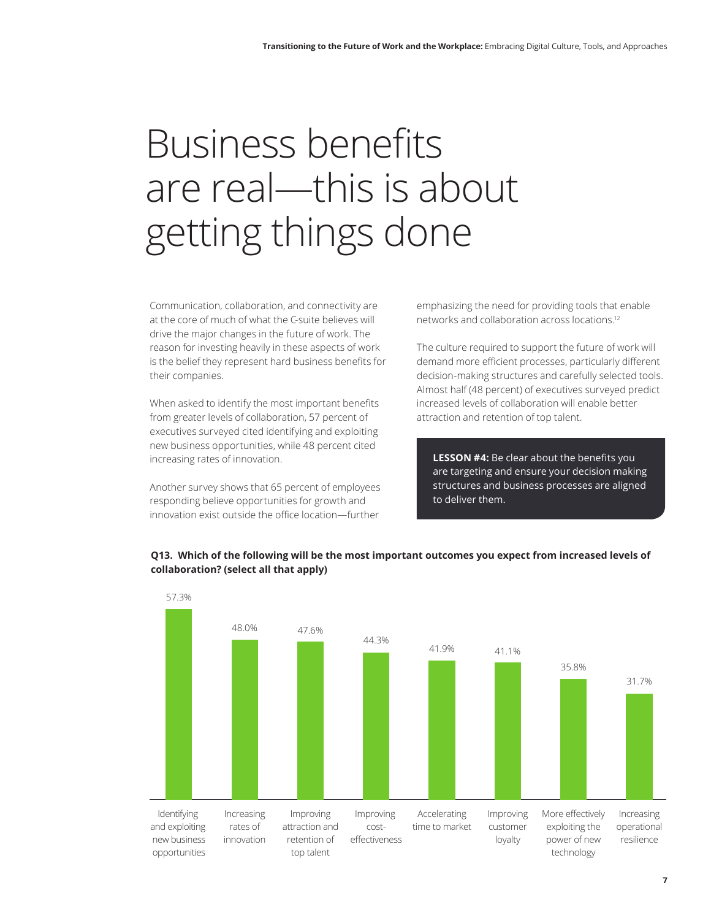# Business benefits are real—this is about getting things done

Communication, collaboration, and connectivity are at the core of much of what the C-suite believes will drive the major changes in the future of work. The reason for investing heavily in these aspects of work is the belief they represent hard business benefits for their companies.

When asked to identify the most important benefits from greater levels of collaboration, 57 percent of executives surveyed cited identifying and exploiting new business opportunities, while 48 percent cited increasing rates of innovation.

Another survey shows that 65 percent of employees responding believe opportunities for growth and innovation exist outside the office location—further emphasizing the need for providing tools that enable networks and collaboration across locations.[12]

The culture required to support the future of work will demand more efficient processes, particularly different decision-making structures and carefully selected tools. Almost half (48 percent) of executives surveyed predict increased levels of collaboration will enable better attraction and retention of top talent.

> **LESSON #4:** Be clear about the benefits you are targeting and ensure your decision making structures and business processes are aligned to deliver them.

**Q13. Which of the following will be the most important outcomes you expect from increased levels of collaboration? (select all that apply)**

| Outcome | Percentage |
| --- | --- |
| Identifying and exploiting new business opportunities | 57.3% |
| Increasing rates of innovation | 48.0% |
| Improving attraction and retention of top talent | 47.6% |
| Improving cost-effectiveness | 44.3% |
| Accelerating time to market | 41.9% |
| Improving customer loyalty | 41.1% |
| More effectively exploiting the power of new technology | 35.8% |
| Increasing operational resilience | 31.7% |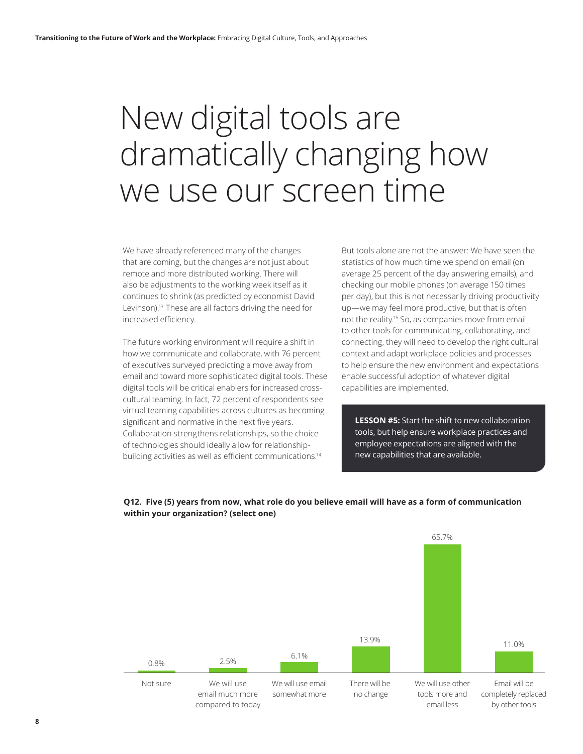# New digital tools are dramatically changing how we use our screen time

We have already referenced many of the changes that are coming, but the changes are not just about remote and more distributed working. There will also be adjustments to the working week itself as it continues to shrink (as predicted by economist David Levinson).[13] These are all factors driving the need for increased efficiency.

The future working environment will require a shift in how we communicate and collaborate, with 76 percent of executives surveyed predicting a move away from email and toward more sophisticated digital tools. These digital tools will be critical enablers for increased cross-cultural teaming. In fact, 72 percent of respondents see virtual teaming capabilities across cultures as becoming significant and normative in the next five years. Collaboration strengthens relationships, so the choice of technologies should ideally allow for relationship-building activities as well as efficient communications.[14]

But tools alone are not the answer: We have seen the statistics of how much time we spend on email (on average 25 percent of the day answering emails), and checking our mobile phones (on average 150 times per day), but this is not necessarily driving productivity up—we may feel more productive, but that is often not the reality.[15] So, as companies move from email to other tools for communicating, collaborating, and connecting, they will need to develop the right cultural context and adapt workplace policies and processes to help ensure the new environment and expectations enable successful adoption of whatever digital capabilities are implemented.

**LESSON #5:** Start the shift to new collaboration tools, but help ensure workplace practices and employee expectations are aligned with the new capabilities that are available.

**Q12. Five (5) years from now, what role do you believe email will have as a form of communication within your organization? (select one)**

| Response | Percentage |
| --- | --- |
| Not sure | 0.8% |
| We will use email much more compared to today | 2.5% |
| We will use email somewhat more | 6.1% |
| There will be no change | 13.9% |
| We will use other tools more and email less | 65.7% |
| Email will be completely replaced by other tools | 11.0% |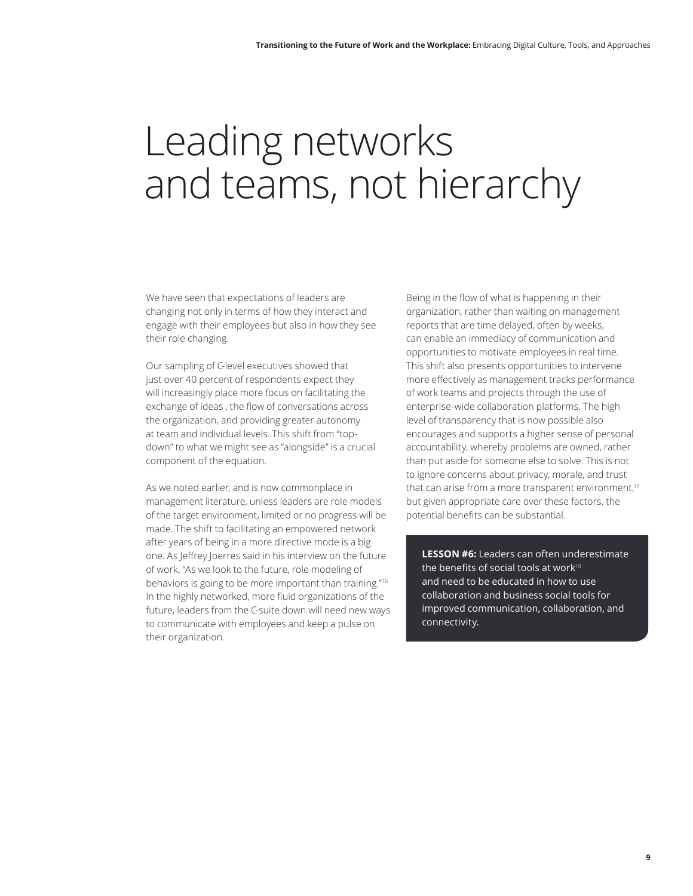# Leading networks and teams, not hierarchy

We have seen that expectations of leaders are changing not only in terms of how they interact and engage with their employees but also in how they see their role changing.

Our sampling of C-level executives showed that just over 40 percent of respondents expect they will increasingly place more focus on facilitating the exchange of ideas , the flow of conversations across the organization, and providing greater autonomy at team and individual levels. This shift from "top-down" to what we might see as "alongside" is a crucial component of the equation.

As we noted earlier, and is now commonplace in management literature, unless leaders are role models of the target environment, limited or no progress will be made. The shift to facilitating an empowered network after years of being in a more directive mode is a big one. As Jeffrey Joerres said in his interview on the future of work, "As we look to the future, role modeling of behaviors is going to be more important than training."[16] In the highly networked, more fluid organizations of the future, leaders from the C-suite down will need new ways to communicate with employees and keep a pulse on their organization.

Being in the flow of what is happening in their organization, rather than waiting on management reports that are time delayed, often by weeks, can enable an immediacy of communication and opportunities to motivate employees in real time. This shift also presents opportunities to intervene more effectively as management tracks performance of work teams and projects through the use of enterprise-wide collaboration platforms. The high level of transparency that is now possible also encourages and supports a higher sense of personal accountability, whereby problems are owned, rather than put aside for someone else to solve. This is not to ignore concerns about privacy, morale, and trust that can arise from a more transparent environment,[17] but given appropriate care over these factors, the potential benefits can be substantial.

**LESSON #6:** Leaders can often underestimate the benefits of social tools at work[18] and need to be educated in how to use collaboration and business social tools for improved communication, collaboration, and connectivity.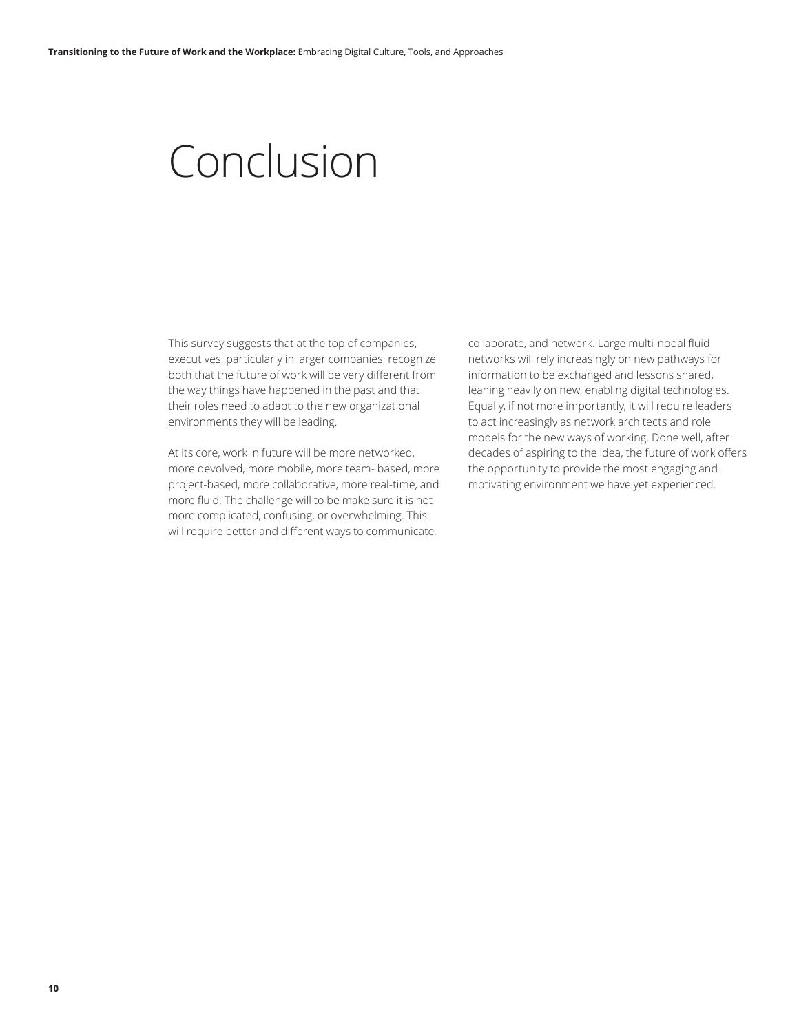# Conclusion

This survey suggests that at the top of companies, executives, particularly in larger companies, recognize both that the future of work will be very different from the way things have happened in the past and that their roles need to adapt to the new organizational environments they will be leading.

At its core, work in future will be more networked, more devolved, more mobile, more team- based, more project-based, more collaborative, more real-time, and more fluid. The challenge will to be make sure it is not more complicated, confusing, or overwhelming. This will require better and different ways to communicate, collaborate, and network. Large multi-nodal fluid networks will rely increasingly on new pathways for information to be exchanged and lessons shared, leaning heavily on new, enabling digital technologies. Equally, if not more importantly, it will require leaders to act increasingly as network architects and role models for the new ways of working. Done well, after decades of aspiring to the idea, the future of work offers the opportunity to provide the most engaging and motivating environment we have yet experienced.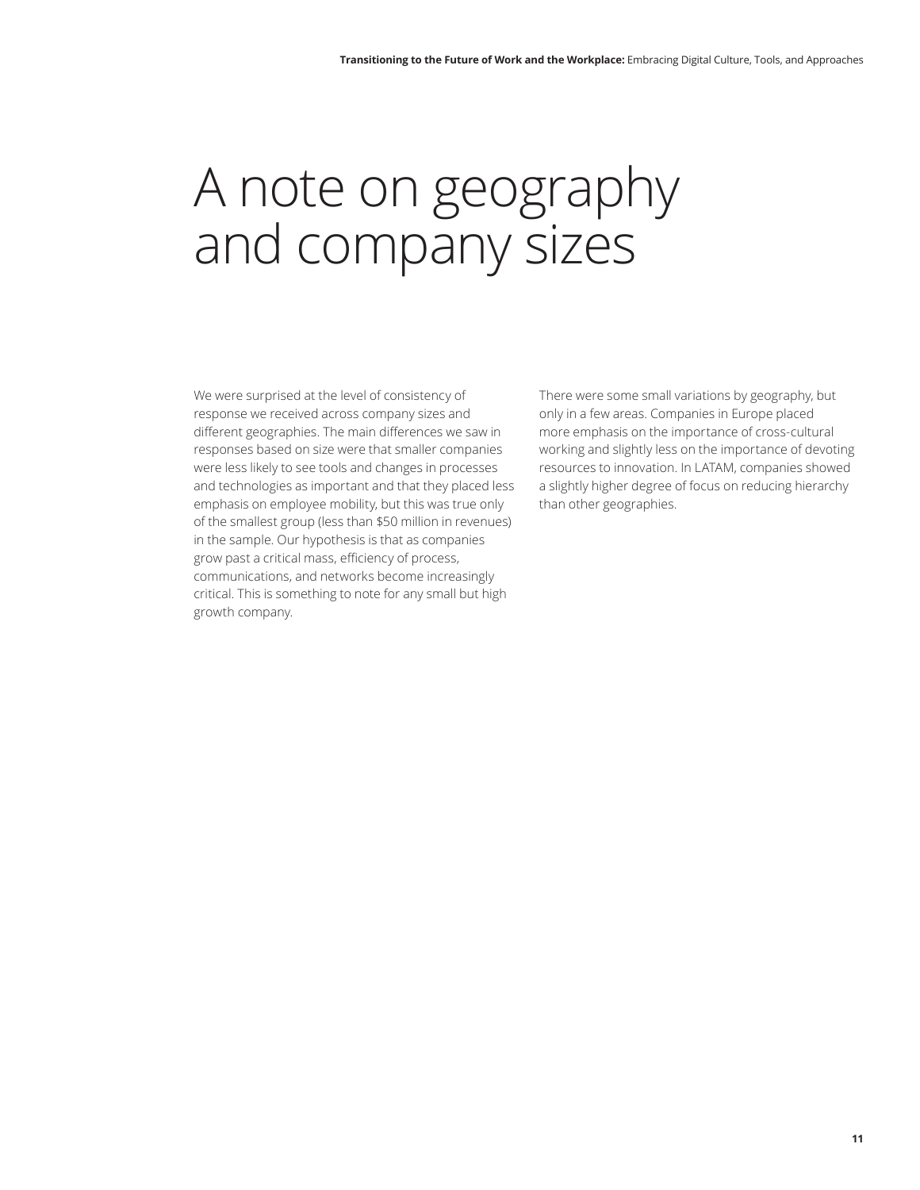# A note on geography and company sizes

We were surprised at the level of consistency of response we received across company sizes and different geographies. The main differences we saw in responses based on size were that smaller companies were less likely to see tools and changes in processes and technologies as important and that they placed less emphasis on employee mobility, but this was true only of the smallest group (less than $50 million in revenues) in the sample. Our hypothesis is that as companies grow past a critical mass, efficiency of process, communications, and networks become increasingly critical. This is something to note for any small but high growth company.

There were some small variations by geography, but only in a few areas. Companies in Europe placed more emphasis on the importance of cross-cultural working and slightly less on the importance of devoting resources to innovation. In LATAM, companies showed a slightly higher degree of focus on reducing hierarchy than other geographies.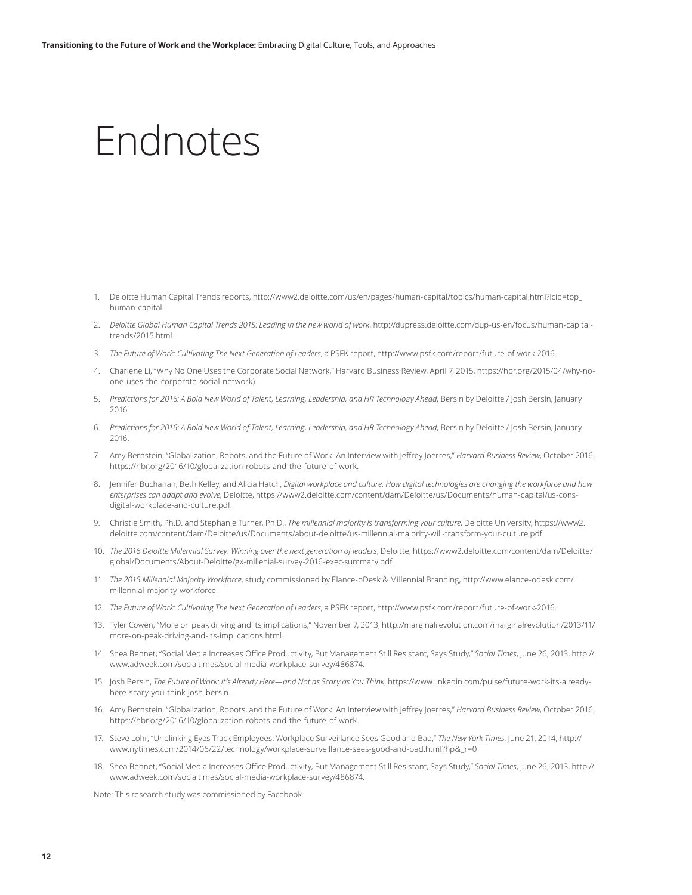# Endnotes

1. Deloitte Human Capital Trends reports, http://www2.deloitte.com/us/en/pages/human-capital/topics/human-capital.html?icid=top_human-capital.
2. *Deloitte Global Human Capital Trends 2015: Leading in the new world of work*, http://dupress.deloitte.com/dup-us-en/focus/human-capital-trends/2015.html.
3. *The Future of Work: Cultivating The Next Generation of Leaders*, a PSFK report, http://www.psfk.com/report/future-of-work-2016.
4. Charlene Li, "Why No One Uses the Corporate Social Network," Harvard Business Review, April 7, 2015, https://hbr.org/2015/04/why-no-one-uses-the-corporate-social-network).
5. *Predictions for 2016: A Bold New World of Talent, Learning, Leadership, and HR Technology Ahead*, Bersin by Deloitte / Josh Bersin, January 2016.
6. *Predictions for 2016: A Bold New World of Talent, Learning, Leadership, and HR Technology Ahead*, Bersin by Deloitte / Josh Bersin, January 2016.
7. Amy Bernstein, "Globalization, Robots, and the Future of Work: An Interview with Jeffrey Joerres," *Harvard Business Review*, October 2016, https://hbr.org/2016/10/globalization-robots-and-the-future-of-work.
8. Jennifer Buchanan, Beth Kelley, and Alicia Hatch, *Digital workplace and culture: How digital technologies are changing the workforce and how enterprises can adapt and evolve*, Deloitte, https://www2.deloitte.com/content/dam/Deloitte/us/Documents/human-capital/us-cons-digital-workplace-and-culture.pdf.
9. Christie Smith, Ph.D. and Stephanie Turner, Ph.D., *The millennial majority is transforming your culture*, Deloitte University, https://www2.deloitte.com/content/dam/Deloitte/us/Documents/about-deloitte/us-millennial-majority-will-transform-your-culture.pdf.
10. *The 2016 Deloitte Millennial Survey: Winning over the next generation of leaders*, Deloitte, https://www2.deloitte.com/content/dam/Deloitte/global/Documents/About-Deloitte/gx-millenial-survey-2016-exec-summary.pdf.
11. *The 2015 Millennial Majority Workforce*, study commissioned by Elance-oDesk & Millennial Branding, http://www.elance-odesk.com/millennial-majority-workforce.
12. *The Future of Work: Cultivating The Next Generation of Leaders*, a PSFK report, http://www.psfk.com/report/future-of-work-2016.
13. Tyler Cowen, "More on peak driving and its implications," November 7, 2013, http://marginalrevolution.com/marginalrevolution/2013/11/more-on-peak-driving-and-its-implications.html.
14. Shea Bennet, "Social Media Increases Office Productivity, But Management Still Resistant, Says Study," *Social Times*, June 26, 2013, http://www.adweek.com/socialtimes/social-media-workplace-survey/486874.
15. Josh Bersin, *The Future of Work: It's Already Here—and Not as Scary as You Think*, https://www.linkedin.com/pulse/future-work-its-already-here-scary-you-think-josh-bersin.
16. Amy Bernstein, "Globalization, Robots, and the Future of Work: An Interview with Jeffrey Joerres," *Harvard Business Review*, October 2016, https://hbr.org/2016/10/globalization-robots-and-the-future-of-work.
17. Steve Lohr, "Unblinking Eyes Track Employees: Workplace Surveillance Sees Good and Bad," *The New York Times*, June 21, 2014, http://www.nytimes.com/2014/06/22/technology/workplace-surveillance-sees-good-and-bad.html?hp&_r=0
18. Shea Bennet, "Social Media Increases Office Productivity, But Management Still Resistant, Says Study," *Social Times*, June 26, 2013, http://www.adweek.com/socialtimes/social-media-workplace-survey/486874.

Note: This research study was commissioned by Facebook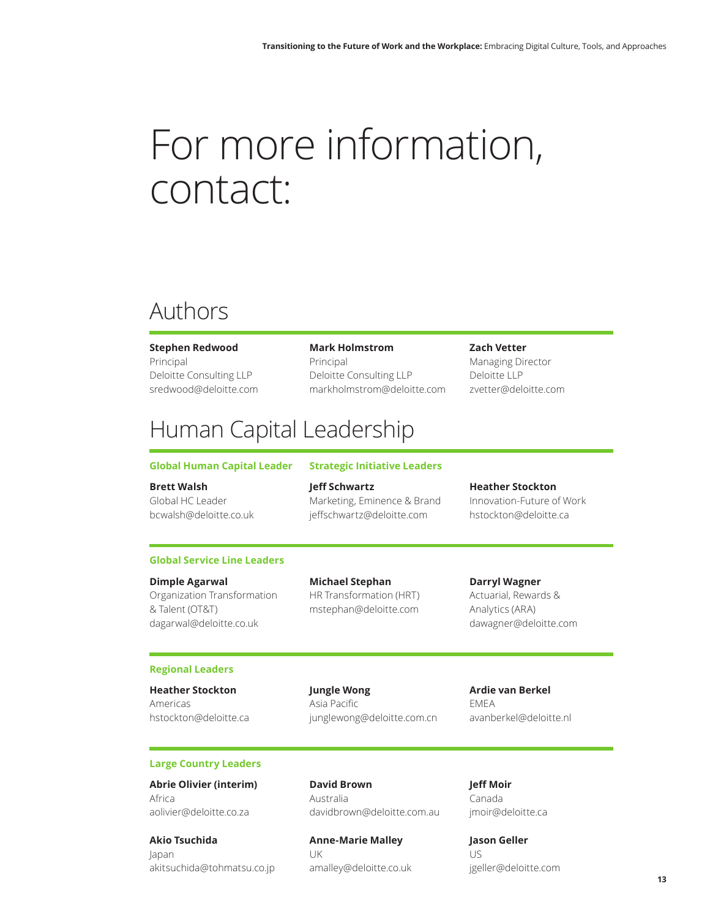# For more information, contact:

## Authors

**Stephen Redwood**
Principal
Deloitte Consulting LLP
sredwood@deloitte.com

**Mark Holmstrom**
Principal
Deloitte Consulting LLP
markholmstrom@deloitte.com

**Zach Vetter**
Managing Director
Deloitte LLP
zvetter@deloitte.com

## Human Capital Leadership

### Global Human Capital Leader

**Brett Walsh**
Global HC Leader
bcwalsh@deloitte.co.uk

### Strategic Initiative Leaders

**Jeff Schwartz**
Marketing, Eminence & Brand
jeffschwartz@deloitte.com

**Heather Stockton**
Innovation-Future of Work
hstockton@deloitte.ca

### Global Service Line Leaders

**Dimple Agarwal**
Organization Transformation & Talent (OT&T)
dagarwal@deloitte.co.uk

**Michael Stephan**
HR Transformation (HRT)
mstephan@deloitte.com

**Darryl Wagner**
Actuarial, Rewards & Analytics (ARA)
dawagner@deloitte.com

### Regional Leaders

**Heather Stockton**
Americas
hstockton@deloitte.ca

**Jungle Wong**
Asia Pacific
junglewong@deloitte.com.cn

**Ardie van Berkel**
EMEA
avanberkel@deloitte.nl

### Large Country Leaders

**Abrie Olivier (interim)**
Africa
aolivier@deloitte.co.za

**David Brown**
Australia
davidbrown@deloitte.com.au

**Jeff Moir**
Canada
jmoir@deloitte.ca

**Akio Tsuchida**
Japan
akitsuchida@tohmatsu.co.jp

**Anne-Marie Malley**
UK
amalley@deloitte.co.uk

**Jason Geller**
US
jgeller@deloitte.com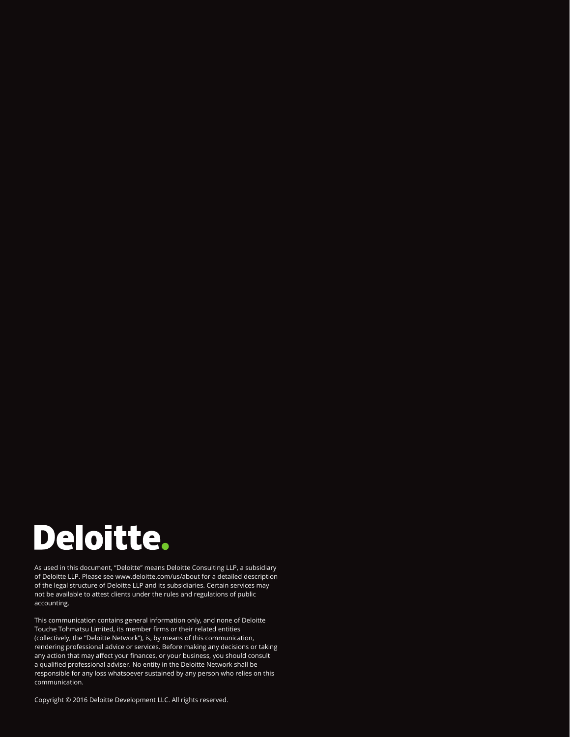# Deloitte.

As used in this document, "Deloitte" means Deloitte Consulting LLP, a subsidiary of Deloitte LLP. Please see www.deloitte.com/us/about for a detailed description of the legal structure of Deloitte LLP and its subsidiaries. Certain services may not be available to attest clients under the rules and regulations of public accounting.

This communication contains general information only, and none of Deloitte Touche Tohmatsu Limited, its member firms or their related entities (collectively, the "Deloitte Network"), is, by means of this communication, rendering professional advice or services. Before making any decisions or taking any action that may affect your finances, or your business, you should consult a qualified professional adviser. No entity in the Deloitte Network shall be responsible for any loss whatsoever sustained by any person who relies on this communication.

Copyright © 2016 Deloitte Development LLC. All rights reserved.